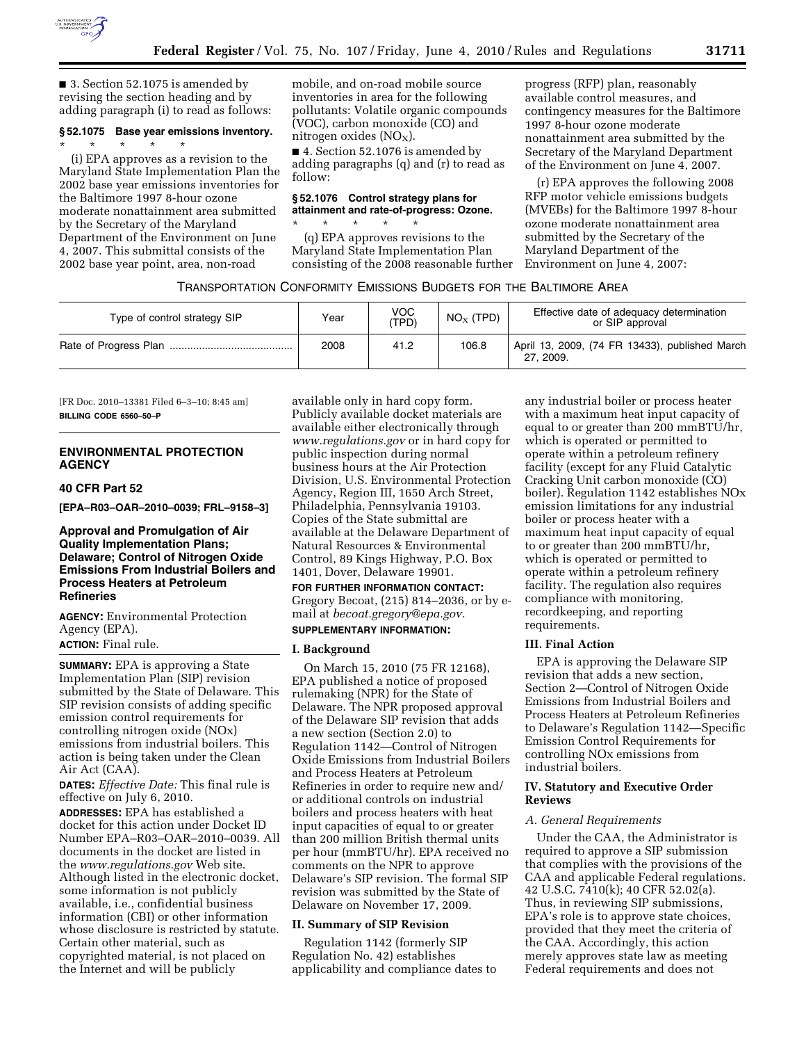■ 3. Section 52.1075 is amended by revising the section heading and by adding paragraph (i) to read as follows:

**§ 52.1075 Base year emissions inventory.**

\* \* \* \* \*

(i) EPA approves as a revision to the Maryland State Implementation Plan the 2002 base year emissions inventories for the Baltimore 1997 8-hour ozone moderate nonattainment area submitted by the Secretary of the Maryland Department of the Environment on June 4, 2007. This submittal consists of the 2002 base year point, area, non-road mobile, and on-road mobile source inventories in area for the following pollutants: Volatile organic compounds (VOC), carbon monoxide (CO) and nitrogen oxides ($NO_X$).

■ 4. Section 52.1076 is amended by adding paragraphs (q) and (r) to read as follow:

**§ 52.1076 Control strategy plans for attainment and rate-of-progress: Ozone.**

\* \* \* \* \*

(q) EPA approves revisions to the Maryland State Implementation Plan consisting of the 2008 reasonable further progress (RFP) plan, reasonably available control measures, and contingency measures for the Baltimore 1997 8-hour ozone moderate nonattainment area submitted by the Secretary of the Maryland Department of the Environment on June 4, 2007.

(r) EPA approves the following 2008 RFP motor vehicle emissions budgets (MVEBs) for the Baltimore 1997 8-hour ozone moderate nonattainment area submitted by the Secretary of the Maryland Department of the Environment on June 4, 2007:

TRANSPORTATION CONFORMITY EMISSIONS BUDGETS FOR THE BALTIMORE AREA

| Type of control strategy SIP | Year | VOC (TPD) | $NO_X$ (TPD) | Effective date of adequacy determination or SIP approval |
|---|---|---|---|---|
| Rate of Progress Plan | 2008 | 41.2 | 106.8 | April 13, 2009, (74 FR 13433), published March 27, 2009. |

[FR Doc. 2010–13381 Filed 6–3–10; 8:45 am]

**BILLING CODE 6560–50–P**

## ENVIRONMENTAL PROTECTION AGENCY

### 40 CFR Part 52

**[EPA–R03–OAR–2010–0039; FRL–9158–3]**

### Approval and Promulgation of Air Quality Implementation Plans; Delaware; Control of Nitrogen Oxide Emissions From Industrial Boilers and Process Heaters at Petroleum Refineries

**AGENCY:** Environmental Protection Agency (EPA).

**ACTION:** Final rule.

**SUMMARY:** EPA is approving a State Implementation Plan (SIP) revision submitted by the State of Delaware. This SIP revision consists of adding specific emission control requirements for controlling nitrogen oxide (NOx) emissions from industrial boilers. This action is being taken under the Clean Air Act (CAA).

**DATES:** *Effective Date:* This final rule is effective on July 6, 2010.

**ADDRESSES:** EPA has established a docket for this action under Docket ID Number EPA–R03–OAR–2010–0039. All documents in the docket are listed in the *www.regulations.gov* Web site. Although listed in the electronic docket, some information is not publicly available, i.e., confidential business information (CBI) or other information whose disclosure is restricted by statute. Certain other material, such as copyrighted material, is not placed on the Internet and will be publicly available only in hard copy form. Publicly available docket materials are available either electronically through *www.regulations.gov* or in hard copy for public inspection during normal business hours at the Air Protection Division, U.S. Environmental Protection Agency, Region III, 1650 Arch Street, Philadelphia, Pennsylvania 19103. Copies of the State submittal are available at the Delaware Department of Natural Resources & Environmental Control, 89 Kings Highway, P.O. Box 1401, Dover, Delaware 19901.

**FOR FURTHER INFORMATION CONTACT:** Gregory Becoat, (215) 814–2036, or by e-mail at *becoat.gregory@epa.gov.*

**SUPPLEMENTARY INFORMATION:**

#### I. Background

On March 15, 2010 (75 FR 12168), EPA published a notice of proposed rulemaking (NPR) for the State of Delaware. The NPR proposed approval of the Delaware SIP revision that adds a new section (Section 2.0) to Regulation 1142—Control of Nitrogen Oxide Emissions from Industrial Boilers and Process Heaters at Petroleum Refineries in order to require new and/or additional controls on industrial boilers and process heaters with heat input capacities of equal to or greater than 200 million British thermal units per hour (mmBTU/hr). EPA received no comments on the NPR to approve Delaware's SIP revision. The formal SIP revision was submitted by the State of Delaware on November 17, 2009.

#### II. Summary of SIP Revision

Regulation 1142 (formerly SIP Regulation No. 42) establishes applicability and compliance dates to any industrial boiler or process heater with a maximum heat input capacity of equal to or greater than 200 mmBTU/hr, which is operated or permitted to operate within a petroleum refinery facility (except for any Fluid Catalytic Cracking Unit carbon monoxide (CO) boiler). Regulation 1142 establishes NOx emission limitations for any industrial boiler or process heater with a maximum heat input capacity of equal to or greater than 200 mmBTU/hr, which is operated or permitted to operate within a petroleum refinery facility. The regulation also requires compliance with monitoring, recordkeeping, and reporting requirements.

#### III. Final Action

EPA is approving the Delaware SIP revision that adds a new section, Section 2—Control of Nitrogen Oxide Emissions from Industrial Boilers and Process Heaters at Petroleum Refineries to Delaware's Regulation 1142—Specific Emission Control Requirements for controlling NOx emissions from industrial boilers.

#### IV. Statutory and Executive Order Reviews

*A. General Requirements*

Under the CAA, the Administrator is required to approve a SIP submission that complies with the provisions of the CAA and applicable Federal regulations. 42 U.S.C. 7410(k); 40 CFR 52.02(a). Thus, in reviewing SIP submissions, EPA's role is to approve state choices, provided that they meet the criteria of the CAA. Accordingly, this action merely approves state law as meeting Federal requirements and does not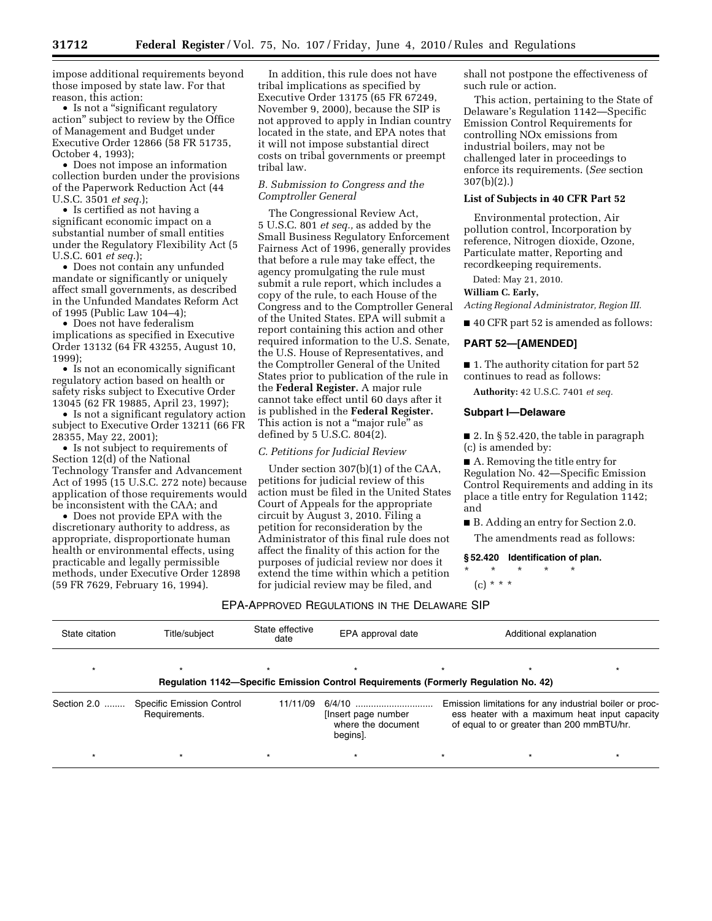impose additional requirements beyond those imposed by state law. For that reason, this action:

- Is not a "significant regulatory action" subject to review by the Office of Management and Budget under Executive Order 12866 (58 FR 51735, October 4, 1993);
- Does not impose an information collection burden under the provisions of the Paperwork Reduction Act (44 U.S.C. 3501 *et seq.*);
- Is certified as not having a significant economic impact on a substantial number of small entities under the Regulatory Flexibility Act (5 U.S.C. 601 *et seq.*);
- Does not contain any unfunded mandate or significantly or uniquely affect small governments, as described in the Unfunded Mandates Reform Act of 1995 (Public Law 104–4);
- Does not have federalism implications as specified in Executive Order 13132 (64 FR 43255, August 10, 1999);
- Is not an economically significant regulatory action based on health or safety risks subject to Executive Order 13045 (62 FR 19885, April 23, 1997);
- Is not a significant regulatory action subject to Executive Order 13211 (66 FR 28355, May 22, 2001);
- Is not subject to requirements of Section 12(d) of the National Technology Transfer and Advancement Act of 1995 (15 U.S.C. 272 note) because application of those requirements would be inconsistent with the CAA; and
- Does not provide EPA with the discretionary authority to address, as appropriate, disproportionate human health or environmental effects, using practicable and legally permissible methods, under Executive Order 12898 (59 FR 7629, February 16, 1994).

In addition, this rule does not have tribal implications as specified by Executive Order 13175 (65 FR 67249, November 9, 2000), because the SIP is not approved to apply in Indian country located in the state, and EPA notes that it will not impose substantial direct costs on tribal governments or preempt tribal law.

### *B. Submission to Congress and the Comptroller General*

The Congressional Review Act, 5 U.S.C. 801 *et seq.*, as added by the Small Business Regulatory Enforcement Fairness Act of 1996, generally provides that before a rule may take effect, the agency promulgating the rule must submit a rule report, which includes a copy of the rule, to each House of the Congress and to the Comptroller General of the United States. EPA will submit a report containing this action and other required information to the U.S. Senate, the U.S. House of Representatives, and the Comptroller General of the United States prior to publication of the rule in the **Federal Register.** A major rule cannot take effect until 60 days after it is published in the **Federal Register.** This action is not a "major rule" as defined by 5 U.S.C. 804(2).

### *C. Petitions for Judicial Review*

Under section 307(b)(1) of the CAA, petitions for judicial review of this action must be filed in the United States Court of Appeals for the appropriate circuit by August 3, 2010. Filing a petition for reconsideration by the Administrator of this final rule does not affect the finality of this action for the purposes of judicial review nor does it extend the time within which a petition for judicial review may be filed, and shall not postpone the effectiveness of such rule or action.

This action, pertaining to the State of Delaware's Regulation 1142—Specific Emission Control Requirements for controlling NOx emissions from industrial boilers, may not be challenged later in proceedings to enforce its requirements. (*See* section 307(b)(2).)

### List of Subjects in 40 CFR Part 52

Environmental protection, Air pollution control, Incorporation by reference, Nitrogen dioxide, Ozone, Particulate matter, Reporting and recordkeeping requirements.

Dated: May 21, 2010.

**William C. Early,**

*Acting Regional Administrator, Region III.*

■ 40 CFR part 52 is amended as follows:

## PART 52—[AMENDED]

■ 1. The authority citation for part 52 continues to read as follows:

**Authority:** 42 U.S.C. 7401 *et seq.*

### Subpart I—Delaware

■ 2. In § 52.420, the table in paragraph (c) is amended by:

■ A. Removing the title entry for Regulation No. 42—Specific Emission Control Requirements and adding in its place a title entry for Regulation 1142; and

■ B. Adding an entry for Section 2.0.

The amendments read as follows:

**§ 52.420 Identification of plan.**

\* \* \* \* \*

(c) \* \* \*

EPA-APPROVED REGULATIONS IN THE DELAWARE SIP

| State citation | Title/subject | State effective date | EPA approval date | Additional explanation |
|---|---|---|---|---|
| * | * | * | * | * * * |
| **Regulation 1142—Specific Emission Control Requirements (Formerly Regulation No. 42)** | | | | |
| Section 2.0 | Specific Emission Control Requirements. | 11/11/09 | 6/4/10 [Insert page number where the document begins]. | Emission limitations for any industrial boiler or process heater with a maximum heat input capacity of equal to or greater than 200 mmBTU/hr. |
| * | * | * | * | * * * |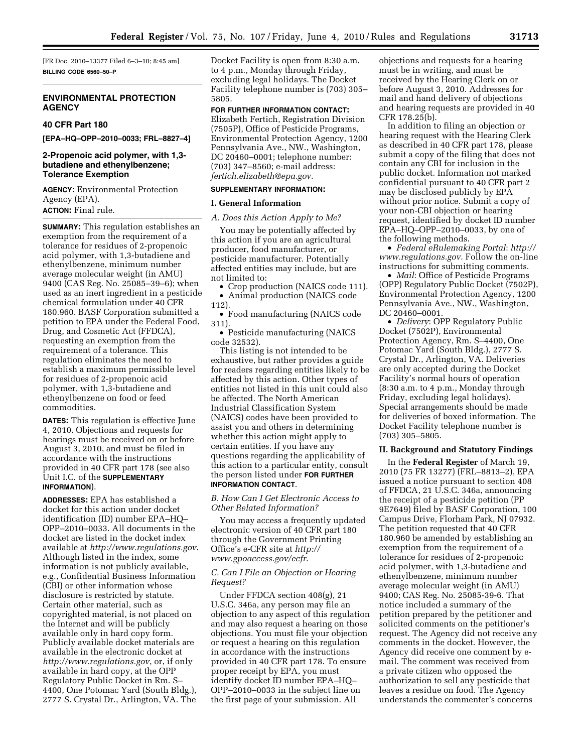[FR Doc. 2010–13377 Filed 6–3–10; 8:45 am]

**BILLING CODE 6560–50–P**

## ENVIRONMENTAL PROTECTION AGENCY

### 40 CFR Part 180

**[EPA–HQ–OPP–2010–0033; FRL–8827–4]**

### 2-Propenoic acid polymer, with 1,3-butadiene and ethenylbenzene; Tolerance Exemption

**AGENCY:** Environmental Protection Agency (EPA).

**ACTION:** Final rule.

**SUMMARY:** This regulation establishes an exemption from the requirement of a tolerance for residues of 2-propenoic acid polymer, with 1,3-butadiene and ethenylbenzene, minimum number average molecular weight (in AMU) 9400 (CAS Reg. No. 25085–39–6); when used as an inert ingredient in a pesticide chemical formulation under 40 CFR 180.960. BASF Corporation submitted a petition to EPA under the Federal Food, Drug, and Cosmetic Act (FFDCA), requesting an exemption from the requirement of a tolerance. This regulation eliminates the need to establish a maximum permissible level for residues of 2-propenoic acid polymer, with 1,3-butadiene and ethenylbenzene on food or feed commodities.

**DATES:** This regulation is effective June 4, 2010. Objections and requests for hearings must be received on or before August 3, 2010, and must be filed in accordance with the instructions provided in 40 CFR part 178 (see also Unit I.C. of the **SUPPLEMENTARY INFORMATION**).

**ADDRESSES:** EPA has established a docket for this action under docket identification (ID) number EPA–HQ–OPP–2010–0033. All documents in the docket are listed in the docket index available at *http://www.regulations.gov*. Although listed in the index, some information is not publicly available, e.g., Confidential Business Information (CBI) or other information whose disclosure is restricted by statute. Certain other material, such as copyrighted material, is not placed on the Internet and will be publicly available only in hard copy form. Publicly available docket materials are available in the electronic docket at *http://www.regulations.gov*, or, if only available in hard copy, at the OPP Regulatory Public Docket in Rm. S–4400, One Potomac Yard (South Bldg.), 2777 S. Crystal Dr., Arlington, VA. The Docket Facility is open from 8:30 a.m. to 4 p.m., Monday through Friday, excluding legal holidays. The Docket Facility telephone number is (703) 305–5805.

**FOR FURTHER INFORMATION CONTACT:** Elizabeth Fertich, Registration Division (7505P), Office of Pesticide Programs, Environmental Protection Agency, 1200 Pennsylvania Ave., NW., Washington, DC 20460–0001; telephone number: (703) 347–8560; e-mail address: *fertich.elizabeth@epa.gov*.

**SUPPLEMENTARY INFORMATION:**

## I. General Information

### *A. Does this Action Apply to Me?*

You may be potentially affected by this action if you are an agricultural producer, food manufacturer, or pesticide manufacturer. Potentially affected entities may include, but are not limited to:

- Crop production (NAICS code 111).
- Animal production (NAICS code 112).
- Food manufacturing (NAICS code 311).
- Pesticide manufacturing (NAICS code 32532).

This listing is not intended to be exhaustive, but rather provides a guide for readers regarding entities likely to be affected by this action. Other types of entities not listed in this unit could also be affected. The North American Industrial Classification System (NAICS) codes have been provided to assist you and others in determining whether this action might apply to certain entities. If you have any questions regarding the applicability of this action to a particular entity, consult the person listed under **FOR FURTHER INFORMATION CONTACT**.

### *B. How Can I Get Electronic Access to Other Related Information?*

You may access a frequently updated electronic version of 40 CFR part 180 through the Government Printing Office's e-CFR site at *http://www.gpoaccess.gov/ecfr*.

### *C. Can I File an Objection or Hearing Request?*

Under FFDCA section 408(g), 21 U.S.C. 346a, any person may file an objection to any aspect of this regulation and may also request a hearing on those objections. You must file your objection or request a hearing on this regulation in accordance with the instructions provided in 40 CFR part 178. To ensure proper receipt by EPA, you must identify docket ID number EPA–HQ–OPP–2010–0033 in the subject line on the first page of your submission. All objections and requests for a hearing must be in writing, and must be received by the Hearing Clerk on or before August 3, 2010. Addresses for mail and hand delivery of objections and hearing requests are provided in 40 CFR 178.25(b).

In addition to filing an objection or hearing request with the Hearing Clerk as described in 40 CFR part 178, please submit a copy of the filing that does not contain any CBI for inclusion in the public docket. Information not marked confidential pursuant to 40 CFR part 2 may be disclosed publicly by EPA without prior notice. Submit a copy of your non-CBI objection or hearing request, identified by docket ID number EPA–HQ–OPP–2010–0033, by one of the following methods.

- *Federal eRulemaking Portal*: *http://www.regulations.gov*. Follow the on-line instructions for submitting comments.
- *Mail*: Office of Pesticide Programs (OPP) Regulatory Public Docket (7502P), Environmental Protection Agency, 1200 Pennsylvania Ave., NW., Washington, DC 20460–0001.
- *Delivery*: OPP Regulatory Public Docket (7502P), Environmental Protection Agency, Rm. S–4400, One Potomac Yard (South Bldg.), 2777 S. Crystal Dr., Arlington, VA. Deliveries are only accepted during the Docket Facility's normal hours of operation (8:30 a.m. to 4 p.m., Monday through Friday, excluding legal holidays). Special arrangements should be made for deliveries of boxed information. The Docket Facility telephone number is (703) 305–5805.

## II. Background and Statutory Findings

In the **Federal Register** of March 19, 2010 (75 FR 13277) (FRL–8813–2), EPA issued a notice pursuant to section 408 of FFDCA, 21 U.S.C. 346a, announcing the receipt of a pesticide petition (PP 9E7649) filed by BASF Corporation, 100 Campus Drive, Florham Park, NJ 07932. The petition requested that 40 CFR 180.960 be amended by establishing an exemption from the requirement of a tolerance for residues of 2-propenoic acid polymer, with 1,3-butadiene and ethenylbenzene, minimum number average molecular weight (in AMU) 9400; CAS Reg. No. 25085-39-6. That notice included a summary of the petition prepared by the petitioner and solicited comments on the petitioner's request. The Agency did not receive any comments in the docket. However, the Agency did receive one comment by e-mail. The comment was received from a private citizen who opposed the authorization to sell any pesticide that leaves a residue on food. The Agency understands the commenter's concerns